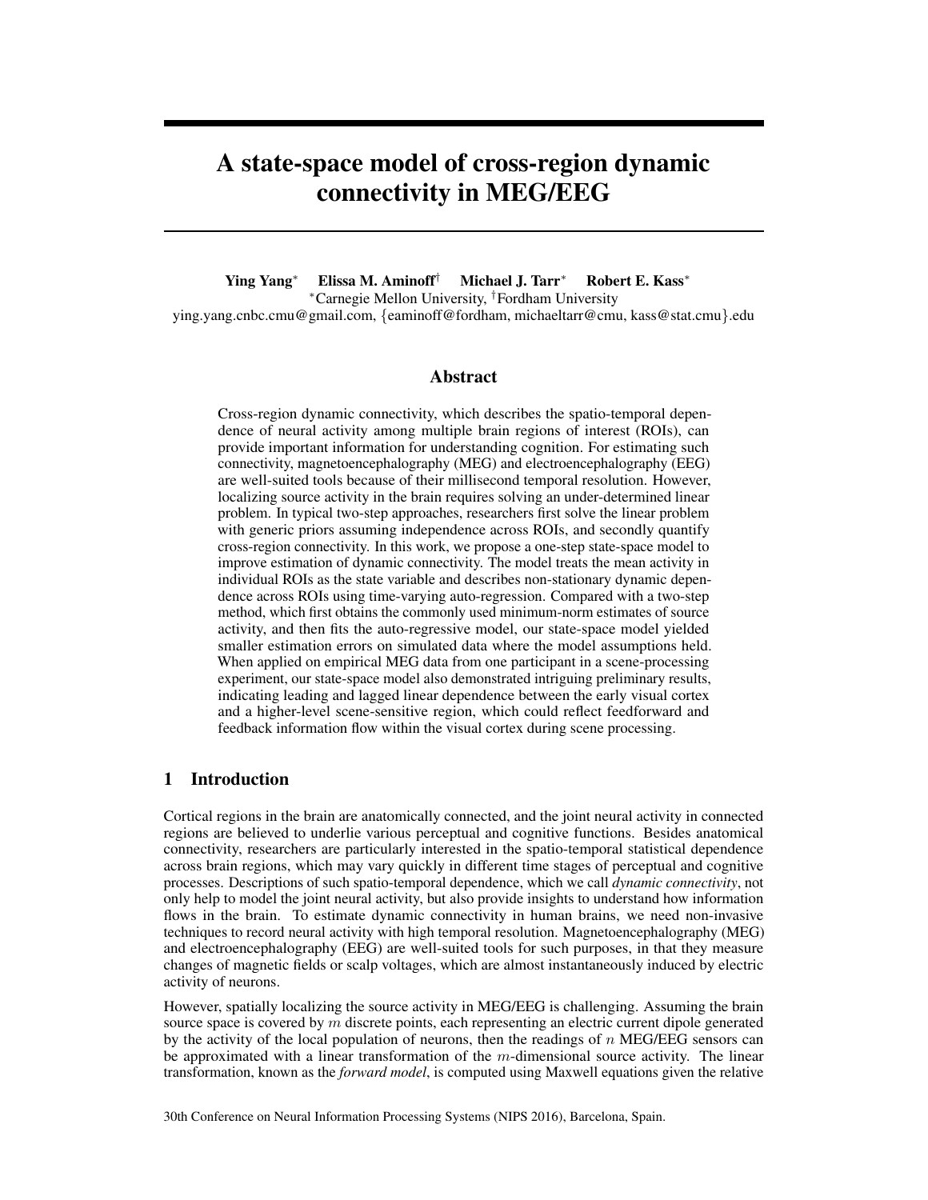# A state-space model of cross-region dynamic connectivity in MEG/EEG

**Ying Yang**[*] **Elissa M. Aminoff**[†] **Michael J. Tarr**[*] **Robert E. Kass**[*]

[*]Carnegie Mellon University, [†]Fordham University

ying.yang.cnbc.cmu@gmail.com, {eaminoff@fordham, michaeltarr@cmu, kass@stat.cmu}.edu

## Abstract

Cross-region dynamic connectivity, which describes the spatio-temporal dependence of neural activity among multiple brain regions of interest (ROIs), can provide important information for understanding cognition. For estimating such connectivity, magnetoencephalography (MEG) and electroencephalography (EEG) are well-suited tools because of their millisecond temporal resolution. However, localizing source activity in the brain requires solving an under-determined linear problem. In typical two-step approaches, researchers first solve the linear problem with generic priors assuming independence across ROIs, and secondly quantify cross-region connectivity. In this work, we propose a one-step state-space model to improve estimation of dynamic connectivity. The model treats the mean activity in individual ROIs as the state variable and describes non-stationary dynamic dependence across ROIs using time-varying auto-regression. Compared with a two-step method, which first obtains the commonly used minimum-norm estimates of source activity, and then fits the auto-regressive model, our state-space model yielded smaller estimation errors on simulated data where the model assumptions held. When applied on empirical MEG data from one participant in a scene-processing experiment, our state-space model also demonstrated intriguing preliminary results, indicating leading and lagged linear dependence between the early visual cortex and a higher-level scene-sensitive region, which could reflect feedforward and feedback information flow within the visual cortex during scene processing.

## 1 Introduction

Cortical regions in the brain are anatomically connected, and the joint neural activity in connected regions are believed to underlie various perceptual and cognitive functions. Besides anatomical connectivity, researchers are particularly interested in the spatio-temporal statistical dependence across brain regions, which may vary quickly in different time stages of perceptual and cognitive processes. Descriptions of such spatio-temporal dependence, which we call *dynamic connectivity*, not only help to model the joint neural activity, but also provide insights to understand how information flows in the brain. To estimate dynamic connectivity in human brains, we need non-invasive techniques to record neural activity with high temporal resolution. Magnetoencephalography (MEG) and electroencephalography (EEG) are well-suited tools for such purposes, in that they measure changes of magnetic fields or scalp voltages, which are almost instantaneously induced by electric activity of neurons.

However, spatially localizing the source activity in MEG/EEG is challenging. Assuming the brain source space is covered by $m$ discrete points, each representing an electric current dipole generated by the activity of the local population of neurons, then the readings of $n$ MEG/EEG sensors can be approximated with a linear transformation of the $m$-dimensional source activity. The linear transformation, known as the *forward model*, is computed using Maxwell equations given the relative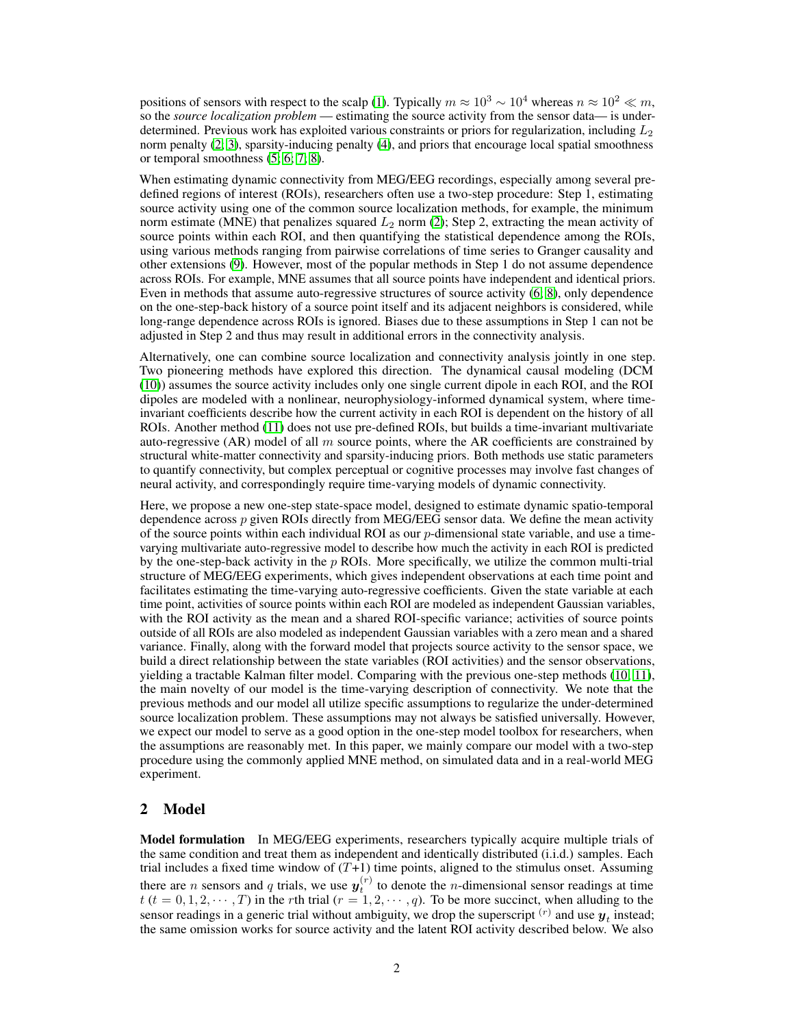positions of sensors with respect to the scalp (1). Typically $m \approx 10^3 \sim 10^4$ whereas $n \approx 10^2 \ll m$, so the *source localization problem* — estimating the source activity from the sensor data— is under-determined. Previous work has exploited various constraints or priors for regularization, including $L_2$ norm penalty (2; 3), sparsity-inducing penalty (4), and priors that encourage local spatial smoothness or temporal smoothness (5; 6; 7; 8).

When estimating dynamic connectivity from MEG/EEG recordings, especially among several pre-defined regions of interest (ROIs), researchers often use a two-step procedure: Step 1, estimating source activity using one of the common source localization methods, for example, the minimum norm estimate (MNE) that penalizes squared $L_2$ norm (2); Step 2, extracting the mean activity of source points within each ROI, and then quantifying the statistical dependence among the ROIs, using various methods ranging from pairwise correlations of time series to Granger causality and other extensions (9). However, most of the popular methods in Step 1 do not assume dependence across ROIs. For example, MNE assumes that all source points have independent and identical priors. Even in methods that assume auto-regressive structures of source activity (6; 8), only dependence on the one-step-back history of a source point itself and its adjacent neighbors is considered, while long-range dependence across ROIs is ignored. Biases due to these assumptions in Step 1 can not be adjusted in Step 2 and thus may result in additional errors in the connectivity analysis.

Alternatively, one can combine source localization and connectivity analysis jointly in one step. Two pioneering methods have explored this direction. The dynamical causal modeling (DCM (10)) assumes the source activity includes only one single current dipole in each ROI, and the ROI dipoles are modeled with a nonlinear, neurophysiology-informed dynamical system, where time-invariant coefficients describe how the current activity in each ROI is dependent on the history of all ROIs. Another method (11) does not use pre-defined ROIs, but builds a time-invariant multivariate auto-regressive (AR) model of all $m$ source points, where the AR coefficients are constrained by structural white-matter connectivity and sparsity-inducing priors. Both methods use static parameters to quantify connectivity, but complex perceptual or cognitive processes may involve fast changes of neural activity, and correspondingly require time-varying models of dynamic connectivity.

Here, we propose a new one-step state-space model, designed to estimate dynamic spatio-temporal dependence across $p$ given ROIs directly from MEG/EEG sensor data. We define the mean activity of the source points within each individual ROI as our $p$-dimensional state variable, and use a time-varying multivariate auto-regressive model to describe how much the activity in each ROI is predicted by the one-step-back activity in the $p$ ROIs. More specifically, we utilize the common multi-trial structure of MEG/EEG experiments, which gives independent observations at each time point and facilitates estimating the time-varying auto-regressive coefficients. Given the state variable at each time point, activities of source points within each ROI are modeled as independent Gaussian variables, with the ROI activity as the mean and a shared ROI-specific variance; activities of source points outside of all ROIs are also modeled as independent Gaussian variables with a zero mean and a shared variance. Finally, along with the forward model that projects source activity to the sensor space, we build a direct relationship between the state variables (ROI activities) and the sensor observations, yielding a tractable Kalman filter model. Comparing with the previous one-step methods (10; 11), the main novelty of our model is the time-varying description of connectivity. We note that the previous methods and our model all utilize specific assumptions to regularize the under-determined source localization problem. These assumptions may not always be satisfied universally. However, we expect our model to serve as a good option in the one-step model toolbox for researchers, when the assumptions are reasonably met. In this paper, we mainly compare our model with a two-step procedure using the commonly applied MNE method, on simulated data and in a real-world MEG experiment.

## 2 Model

**Model formulation** In MEG/EEG experiments, researchers typically acquire multiple trials of the same condition and treat them as independent and identically distributed (i.i.d.) samples. Each trial includes a fixed time window of ($T$+1) time points, aligned to the stimulus onset. Assuming there are $n$ sensors and $q$ trials, we use $\boldsymbol{y}_t^{(r)}$ to denote the $n$-dimensional sensor readings at time $t$ ($t = 0, 1, 2, \cdots, T$) in the $r$th trial ($r = 1, 2, \cdots, q$). To be more succinct, when alluding to the sensor readings in a generic trial without ambiguity, we drop the superscript $^{(r)}$ and use $\boldsymbol{y}_t$ instead; the same omission works for source activity and the latent ROI activity described below. We also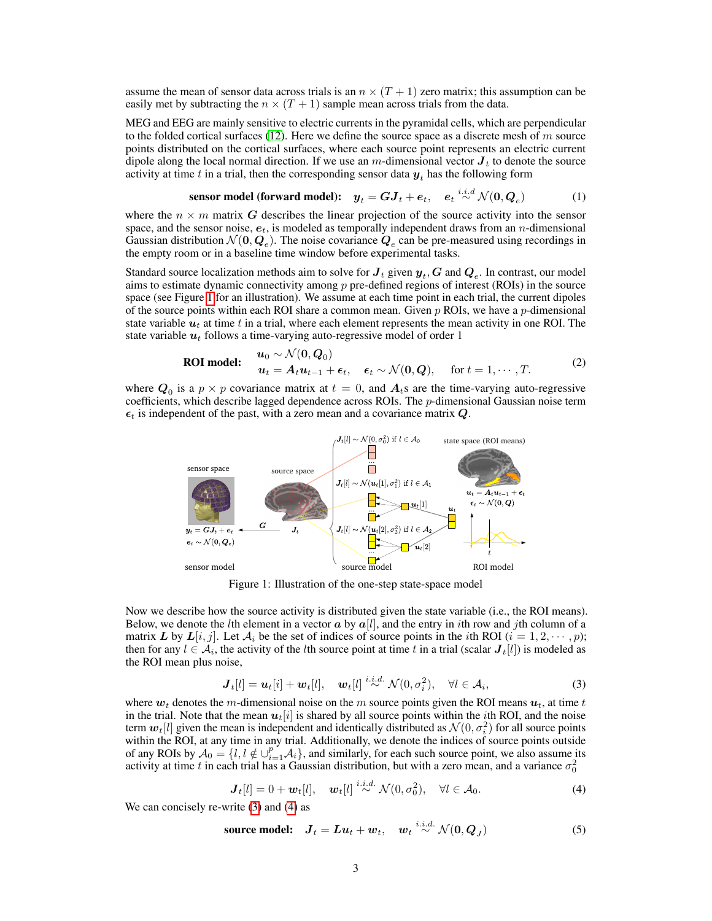assume the mean of sensor data across trials is an $n \times (T+1)$ zero matrix; this assumption can be easily met by subtracting the $n \times (T+1)$ sample mean across trials from the data.

MEG and EEG are mainly sensitive to electric currents in the pyramidal cells, which are perpendicular to the folded cortical surfaces (12). Here we define the source space as a discrete mesh of $m$ source points distributed on the cortical surfaces, where each source point represents an electric current dipole along the local normal direction. If we use an $m$-dimensional vector $\boldsymbol{J}_t$ to denote the source activity at time $t$ in a trial, then the corresponding sensor data $\boldsymbol{y}_t$ has the following form

$$\textbf{sensor model (forward model):} \quad \boldsymbol{y}_t = \boldsymbol{G}\boldsymbol{J}_t + \boldsymbol{e}_t, \quad \boldsymbol{e}_t \overset{i.i.d}{\sim} \mathcal{N}(\boldsymbol{0}, \boldsymbol{Q}_e) \tag{1}$$

where the $n \times m$ matrix $\boldsymbol{G}$ describes the linear projection of the source activity into the sensor space, and the sensor noise, $\boldsymbol{e}_t$, is modeled as temporally independent draws from an $n$-dimensional Gaussian distribution $\mathcal{N}(\boldsymbol{0}, \boldsymbol{Q}_e)$. The noise covariance $\boldsymbol{Q}_e$ can be pre-measured using recordings in the empty room or in a baseline time window before experimental tasks.

Standard source localization methods aim to solve for $\boldsymbol{J}_t$ given $\boldsymbol{y}_t, \boldsymbol{G}$ and $\boldsymbol{Q}_e$. In contrast, our model aims to estimate dynamic connectivity among $p$ pre-defined regions of interest (ROIs) in the source space (see Figure 1 for an illustration). We assume at each time point in each trial, the current dipoles of the source points within each ROI share a common mean. Given $p$ ROIs, we have a $p$-dimensional state variable $\boldsymbol{u}_t$ at time $t$ in a trial, where each element represents the mean activity in one ROI. The state variable $\boldsymbol{u}_t$ follows a time-varying auto-regressive model of order 1

$$\textbf{ROI model:} \quad \begin{array}{l} \boldsymbol{u}_0 \sim \mathcal{N}(\boldsymbol{0}, \boldsymbol{Q}_0) \\ \boldsymbol{u}_t = \boldsymbol{A}_t \boldsymbol{u}_{t-1} + \boldsymbol{\epsilon}_t, \quad \boldsymbol{\epsilon}_t \sim \mathcal{N}(\boldsymbol{0}, \boldsymbol{Q}), \quad \text{for } t = 1, \cdots, T. \end{array} \tag{2}$$

where $\boldsymbol{Q}_0$ is a $p \times p$ covariance matrix at $t = 0$, and $\boldsymbol{A}_t$s are the time-varying auto-regressive coefficients, which describe lagged dependence across ROIs. The $p$-dimensional Gaussian noise term $\boldsymbol{\epsilon}_t$ is independent of the past, with a zero mean and a covariance matrix $\boldsymbol{Q}$.

Figure 1: Illustration of the one-step state-space model

Now we describe how the source activity is distributed given the state variable (i.e., the ROI means). Below, we denote the $l$th element in a vector $\boldsymbol{a}$ by $\boldsymbol{a}[l]$, and the entry in $i$th row and $j$th column of a matrix $\boldsymbol{L}$ by $\boldsymbol{L}[i,j]$. Let $\mathcal{A}_i$ be the set of indices of source points in the $i$th ROI ($i = 1, 2, \cdots, p$); then for any $l \in \mathcal{A}_i$, the activity of the $l$th source point at time $t$ in a trial (scalar $\boldsymbol{J}_t[l]$) is modeled as the ROI mean plus noise,

$$\boldsymbol{J}_t[l] = \boldsymbol{u}_t[i] + \boldsymbol{w}_t[l], \quad \boldsymbol{w}_t[l] \overset{i.i.d.}{\sim} \mathcal{N}(0, \sigma_i^2), \quad \forall l \in \mathcal{A}_i, \tag{3}$$

where $\boldsymbol{w}_t$ denotes the $m$-dimensional noise on the $m$ source points given the ROI means $\boldsymbol{u}_t$, at time $t$ in the trial. Note that the mean $\boldsymbol{u}_t[i]$ is shared by all source points within the $i$th ROI, and the noise term $\boldsymbol{w}_t[l]$ given the mean is independent and identically distributed as $\mathcal{N}(0, \sigma_i^2)$ for all source points within the ROI, at any time in any trial. Additionally, we denote the indices of source points outside of any ROIs by $\mathcal{A}_0 = \{l, l \notin \cup_{i=1}^{p} \mathcal{A}_i\}$, and similarly, for each such source point, we also assume its activity at time $t$ in each trial has a Gaussian distribution, but with a zero mean, and a variance $\sigma_0^2$

$$\boldsymbol{J}_t[l] = 0 + \boldsymbol{w}_t[l], \quad \boldsymbol{w}_t[l] \overset{i.i.d.}{\sim} \mathcal{N}(0, \sigma_0^2), \quad \forall l \in \mathcal{A}_0. \tag{4}$$

We can concisely re-write (3) and (4) as

$$\textbf{source model:} \quad \boldsymbol{J}_t = \boldsymbol{L}\boldsymbol{u}_t + \boldsymbol{w}_t, \quad \boldsymbol{w}_t \overset{i.i.d.}{\sim} \mathcal{N}(\boldsymbol{0}, \boldsymbol{Q}_J) \tag{5}$$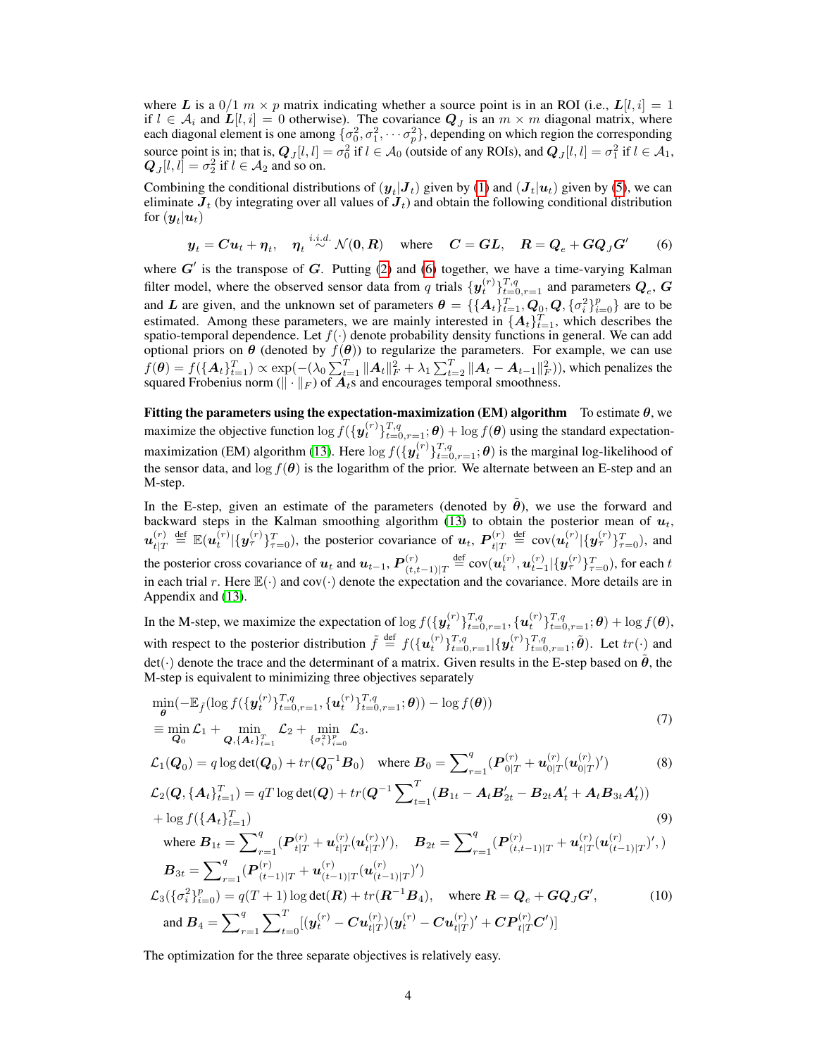where $\boldsymbol{L}$ is a 0/1 $m \times p$ matrix indicating whether a source point is in an ROI (i.e., $\boldsymbol{L}[l, i] = 1$ if $l \in \mathcal{A}_i$ and $\boldsymbol{L}[l, i] = 0$ otherwise). The covariance $\boldsymbol{Q}_J$ is an $m \times m$ diagonal matrix, where each diagonal element is one among $\{\sigma_0^2, \sigma_1^2, \cdots \sigma_p^2\}$, depending on which region the corresponding source point is in; that is, $\boldsymbol{Q}_J[l, l] = \sigma_0^2$ if $l \in \mathcal{A}_0$ (outside of any ROIs), and $\boldsymbol{Q}_J[l, l] = \sigma_1^2$ if $l \in \mathcal{A}_1$, $\boldsymbol{Q}_J[l, l] = \sigma_2^2$ if $l \in \mathcal{A}_2$ and so on.

Combining the conditional distributions of $(\boldsymbol{y}_t | \boldsymbol{J}_t)$ given by (1) and $(\boldsymbol{J}_t | \boldsymbol{u}_t)$ given by (5), we can eliminate $\boldsymbol{J}_t$ (by integrating over all values of $\boldsymbol{J}_t$) and obtain the following conditional distribution for $(\boldsymbol{y}_t | \boldsymbol{u}_t)$

$$\boldsymbol{y}_t = \boldsymbol{C}\boldsymbol{u}_t + \boldsymbol{\eta}_t, \quad \boldsymbol{\eta}_t \overset{i.i.d.}{\sim} \mathcal{N}(\boldsymbol{0}, \boldsymbol{R}) \quad \text{where} \quad \boldsymbol{C} = \boldsymbol{G}\boldsymbol{L}, \quad \boldsymbol{R} = \boldsymbol{Q}_e + \boldsymbol{G}\boldsymbol{Q}_J\boldsymbol{G}' \tag{6}$$

where $\boldsymbol{G}'$ is the transpose of $\boldsymbol{G}$. Putting (2) and (6) together, we have a time-varying Kalman filter model, where the observed sensor data from $q$ trials $\{\boldsymbol{y}_t^{(r)}\}_{t=0,r=1}^{T,q}$ and parameters $\boldsymbol{Q}_e$, $\boldsymbol{G}$ and $\boldsymbol{L}$ are given, and the unknown set of parameters $\boldsymbol{\theta} = \{\{\boldsymbol{A}_t\}_{t=1}^T, \boldsymbol{Q}_0, \boldsymbol{Q}, \{\sigma_i^2\}_{i=0}^p\}$ are to be estimated. Among these parameters, we are mainly interested in $\{\boldsymbol{A}_t\}_{t=1}^T$, which describes the spatio-temporal dependence. Let $f(\cdot)$ denote probability density functions in general. We can add optional priors on $\boldsymbol{\theta}$ (denoted by $f(\boldsymbol{\theta})$) to regularize the parameters. For example, we can use $f(\boldsymbol{\theta}) = f(\{\boldsymbol{A}_t\}_{t=1}^T) \propto \exp(-(\lambda_0 \sum_{t=1}^T \|\boldsymbol{A}_t\|_F^2 + \lambda_1 \sum_{t=2}^T \|\boldsymbol{A}_t - \boldsymbol{A}_{t-1}\|_F^2))$, which penalizes the squared Frobenius norm ($\|\cdot\|_F$) of $\boldsymbol{A}_t$s and encourages temporal smoothness.

**Fitting the parameters using the expectation-maximization (EM) algorithm** To estimate $\boldsymbol{\theta}$, we maximize the objective function $\log f(\{\boldsymbol{y}_t^{(r)}\}_{t=0,r=1}^{T,q}; \boldsymbol{\theta}) + \log f(\boldsymbol{\theta})$ using the standard expectation-maximization (EM) algorithm (13). Here $\log f(\{\boldsymbol{y}_t^{(r)}\}_{t=0,r=1}^{T,q}; \boldsymbol{\theta})$ is the marginal log-likelihood of the sensor data, and $\log f(\boldsymbol{\theta})$ is the logarithm of the prior. We alternate between an E-step and an M-step.

In the E-step, given an estimate of the parameters (denoted by $\tilde{\boldsymbol{\theta}}$), we use the forward and backward steps in the Kalman smoothing algorithm (13) to obtain the posterior mean of $\boldsymbol{u}_t$, $\boldsymbol{u}_{t|T}^{(r)} \overset{\text{def}}{=} \mathbb{E}(\boldsymbol{u}_t^{(r)} | \{\boldsymbol{y}_\tau^{(r)}\}_{\tau=0}^T)$, the posterior covariance of $\boldsymbol{u}_t$, $\boldsymbol{P}_{t|T}^{(r)} \overset{\text{def}}{=} \text{cov}(\boldsymbol{u}_t^{(r)} | \{\boldsymbol{y}_\tau^{(r)}\}_{\tau=0}^T)$, and the posterior cross covariance of $\boldsymbol{u}_t$ and $\boldsymbol{u}_{t-1}$, $\boldsymbol{P}_{(t,t-1)|T}^{(r)} \overset{\text{def}}{=} \text{cov}(\boldsymbol{u}_t^{(r)}, \boldsymbol{u}_{t-1}^{(r)} | \{\boldsymbol{y}_\tau^{(r)}\}_{\tau=0}^T)$, for each $t$ in each trial $r$. Here $\mathbb{E}(\cdot)$ and $\text{cov}(\cdot)$ denote the expectation and the covariance. More details are in Appendix and (13).

In the M-step, we maximize the expectation of $\log f(\{\boldsymbol{y}_t^{(r)}\}_{t=0,r=1}^{T,q}, \{\boldsymbol{u}_t^{(r)}\}_{t=0,r=1}^{T,q}; \boldsymbol{\theta}) + \log f(\boldsymbol{\theta})$, with respect to the posterior distribution $\tilde{f} \overset{\text{def}}{=} f(\{\boldsymbol{u}_t^{(r)}\}_{t=0,r=1}^{T,q} | \{\boldsymbol{y}_t^{(r)}\}_{t=0,r=1}^{T,q}; \tilde{\boldsymbol{\theta}})$. Let $tr(\cdot)$ and $\det(\cdot)$ denote the trace and the determinant of a matrix. Given results in the E-step based on $\tilde{\boldsymbol{\theta}}$, the M-step is equivalent to minimizing three objectives separately

$$\begin{aligned}
&\min_{\boldsymbol{\theta}} (-\mathbb{E}_{\tilde{f}}(\log f(\{\boldsymbol{y}_t^{(r)}\}_{t=0,r=1}^{T,q}, \{\boldsymbol{u}_t^{(r)}\}_{t=0,r=1}^{T,q}; \boldsymbol{\theta})) - \log f(\boldsymbol{\theta})) \\
&\equiv \min_{\boldsymbol{Q}_0} \mathcal{L}_1 + \min_{\boldsymbol{Q}, \{\boldsymbol{A}_t\}_{t=1}^T} \mathcal{L}_2 + \min_{\{\sigma_i^2\}_{i=0}^p} \mathcal{L}_3.
\end{aligned} \tag{7}$$

$$\mathcal{L}_1(\boldsymbol{Q}_0) = q \log \det(\boldsymbol{Q}_0) + tr(\boldsymbol{Q}_0^{-1}\boldsymbol{B}_0) \quad \text{where } \boldsymbol{B}_0 = \sum_{r=1}^q (\boldsymbol{P}_{0|T}^{(r)} + \boldsymbol{u}_{0|T}^{(r)}(\boldsymbol{u}_{0|T}^{(r)})') \tag{8}$$

$$\begin{aligned}
\mathcal{L}_2(\boldsymbol{Q}, \{\boldsymbol{A}_t\}_{t=1}^T) &= qT \log \det(\boldsymbol{Q}) + tr(\boldsymbol{Q}^{-1} \sum_{t=1}^T (\boldsymbol{B}_{1t} - \boldsymbol{A}_t\boldsymbol{B}_{2t}' - \boldsymbol{B}_{2t}\boldsymbol{A}_t' + \boldsymbol{A}_t\boldsymbol{B}_{3t}\boldsymbol{A}_t')) \\
&+ \log f(\{\boldsymbol{A}_t\}_{t=1}^T)
\end{aligned} \tag{9}$$

$$\text{where } \boldsymbol{B}_{1t} = \sum_{r=1}^q (\boldsymbol{P}_{t|T}^{(r)} + \boldsymbol{u}_{t|T}^{(r)}(\boldsymbol{u}_{t|T}^{(r)})'), \quad \boldsymbol{B}_{2t} = \sum_{r=1}^q (\boldsymbol{P}_{(t,t-1)|T}^{(r)} + \boldsymbol{u}_{t|T}^{(r)}(\boldsymbol{u}_{(t-1)|T}^{(r)})',)$$

$$\boldsymbol{B}_{3t} = \sum_{r=1}^q (\boldsymbol{P}_{(t-1)|T}^{(r)} + \boldsymbol{u}_{(t-1)|T}^{(r)}(\boldsymbol{u}_{(t-1)|T}^{(r)})')$$

$$\mathcal{L}_3(\{\sigma_i^2\}_{i=0}^p) = q(T+1) \log \det(\boldsymbol{R}) + tr(\boldsymbol{R}^{-1}\boldsymbol{B}_4), \quad \text{where } \boldsymbol{R} = \boldsymbol{Q}_e + \boldsymbol{G}\boldsymbol{Q}_J\boldsymbol{G}', \tag{10}$$

$$\text{and } \boldsymbol{B}_4 = \sum_{r=1}^q \sum_{t=0}^T [(\boldsymbol{y}_t^{(r)} - \boldsymbol{C}\boldsymbol{u}_{t|T}^{(r)})(\boldsymbol{y}_t^{(r)} - \boldsymbol{C}\boldsymbol{u}_{t|T}^{(r)})' + \boldsymbol{C}\boldsymbol{P}_{t|T}^{(r)}\boldsymbol{C}')]$$

The optimization for the three separate objectives is relatively easy.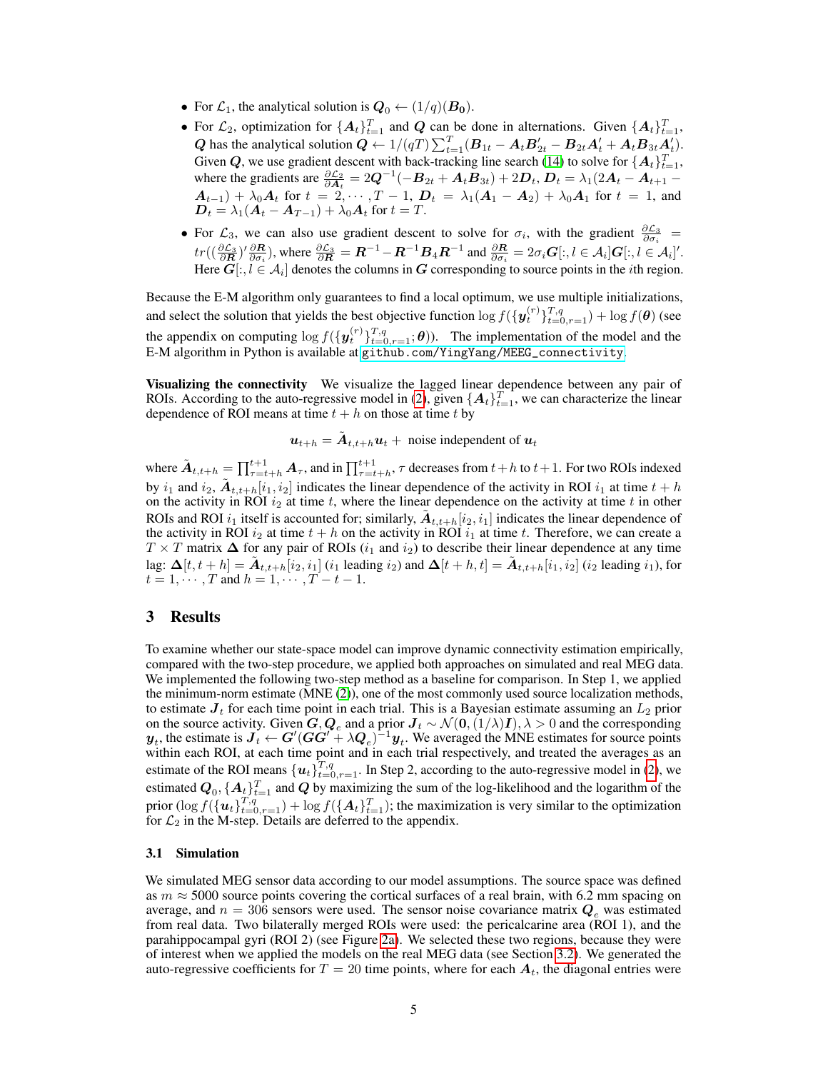- For $\mathcal{L}_1$, the analytical solution is $\boldsymbol{Q}_0 \leftarrow (1/q)(\boldsymbol{B}_0)$.
- For $\mathcal{L}_2$, optimization for $\{\boldsymbol{A}_t\}_{t=1}^T$ and $\boldsymbol{Q}$ can be done in alternations. Given $\{\boldsymbol{A}_t\}_{t=1}^T$, $\boldsymbol{Q}$ has the analytical solution $\boldsymbol{Q} \leftarrow 1/(qT)\sum_{t=1}^T(\boldsymbol{B}_{1t} - \boldsymbol{A}_t\boldsymbol{B}_{2t}' - \boldsymbol{B}_{2t}\boldsymbol{A}_t' + \boldsymbol{A}_t\boldsymbol{B}_{3t}\boldsymbol{A}_t')$. Given $\boldsymbol{Q}$, we use gradient descent with back-tracking line search (14) to solve for $\{\boldsymbol{A}_t\}_{t=1}^T$, where the gradients are $\frac{\partial \mathcal{L}_2}{\partial \boldsymbol{A}_t} = 2\boldsymbol{Q}^{-1}(-\boldsymbol{B}_{2t} + \boldsymbol{A}_t\boldsymbol{B}_{3t}) + 2\boldsymbol{D}_t$, $\boldsymbol{D}_t = \lambda_1(2\boldsymbol{A}_t - \boldsymbol{A}_{t+1} - \boldsymbol{A}_{t-1}) + \lambda_0\boldsymbol{A}_t$ for $t = 2, \cdots, T-1$, $\boldsymbol{D}_t = \lambda_1(\boldsymbol{A}_1 - \boldsymbol{A}_2) + \lambda_0\boldsymbol{A}_1$ for $t = 1$, and $\boldsymbol{D}_t = \lambda_1(\boldsymbol{A}_t - \boldsymbol{A}_{T-1}) + \lambda_0\boldsymbol{A}_t$ for $t = T$.
- For $\mathcal{L}_3$, we can also use gradient descent to solve for $\sigma_i$, with the gradient $\frac{\partial \mathcal{L}_3}{\partial \sigma_i} = tr((\frac{\partial \mathcal{L}_3}{\partial \boldsymbol{R}})'\frac{\partial \boldsymbol{R}}{\partial \sigma_i})$, where $\frac{\partial \mathcal{L}_3}{\partial \boldsymbol{R}} = \boldsymbol{R}^{-1} - \boldsymbol{R}^{-1}\boldsymbol{B}_4\boldsymbol{R}^{-1}$ and $\frac{\partial \boldsymbol{R}}{\partial \sigma_i} = 2\sigma_i\boldsymbol{G}[:, l \in \mathcal{A}_i]\boldsymbol{G}[:, l \in \mathcal{A}_i]'$. Here $\boldsymbol{G}[:, l \in \mathcal{A}_i]$ denotes the columns in $\boldsymbol{G}$ corresponding to source points in the $i$th region.

Because the E-M algorithm only guarantees to find a local optimum, we use multiple initializations, and select the solution that yields the best objective function $\log f(\{\boldsymbol{y}_t^{(r)}\}_{t=0,r=1}^{T,q}) + \log f(\boldsymbol{\theta})$ (see the appendix on computing $\log f(\{\boldsymbol{y}_t^{(r)}\}_{t=0,r=1}^{T,q}; \boldsymbol{\theta})$). The implementation of the model and the E-M algorithm in Python is available at `github.com/YingYang/MEEG_connectivity`.

**Visualizing the connectivity** We visualize the lagged linear dependence between any pair of ROIs. According to the auto-regressive model in (2), given $\{\boldsymbol{A}_t\}_{t=1}^T$, we can characterize the linear dependence of ROI means at time $t+h$ on those at time $t$ by

$$\boldsymbol{u}_{t+h} = \tilde{\boldsymbol{A}}_{t,t+h}\boldsymbol{u}_t + \text{ noise independent of } \boldsymbol{u}_t$$

where $\tilde{\boldsymbol{A}}_{t,t+h} = \prod_{\tau=t+h}^{t+1}\boldsymbol{A}_\tau$, and in $\prod_{\tau=t+h}^{t+1}$, $\tau$ decreases from $t+h$ to $t+1$. For two ROIs indexed by $i_1$ and $i_2$, $\tilde{\boldsymbol{A}}_{t,t+h}[i_1, i_2]$ indicates the linear dependence of the activity in ROI $i_1$ at time $t+h$ on the activity in ROI $i_2$ at time $t$, where the linear dependence on the activity at time $t$ in other ROIs and ROI $i_1$ itself is accounted for; similarly, $\tilde{\boldsymbol{A}}_{t,t+h}[i_2, i_1]$ indicates the linear dependence of the activity in ROI $i_2$ at time $t+h$ on the activity in ROI $i_1$ at time $t$. Therefore, we can create a $T \times T$ matrix $\boldsymbol{\Delta}$ for any pair of ROIs ($i_1$ and $i_2$) to describe their linear dependence at any time lag: $\boldsymbol{\Delta}[t, t+h] = \tilde{\boldsymbol{A}}_{t,t+h}[i_2, i_1]$ ($i_1$ leading $i_2$) and $\boldsymbol{\Delta}[t+h, t] = \tilde{\boldsymbol{A}}_{t,t+h}[i_1, i_2]$ ($i_2$ leading $i_1$), for $t = 1, \cdots, T$ and $h = 1, \cdots, T-t-1$.

## 3 Results

To examine whether our state-space model can improve dynamic connectivity estimation empirically, compared with the two-step procedure, we applied both approaches on simulated and real MEG data. We implemented the following two-step method as a baseline for comparison. In Step 1, we applied the minimum-norm estimate (MNE (2)), one of the most commonly used source localization methods, to estimate $\boldsymbol{J}_t$ for each time point in each trial. This is a Bayesian estimate assuming an $L_2$ prior on the source activity. Given $\boldsymbol{G}, \boldsymbol{Q}_e$ and a prior $\boldsymbol{J}_t \sim \mathcal{N}(\boldsymbol{0}, (1/\lambda)\boldsymbol{I}), \lambda > 0$ and the corresponding $\boldsymbol{y}_t$, the estimate is $\boldsymbol{J}_t \leftarrow \boldsymbol{G}'(\boldsymbol{G}\boldsymbol{G}' + \lambda\boldsymbol{Q}_e)^{-1}\boldsymbol{y}_t$. We averaged the MNE estimates for source points within each ROI, at each time point and in each trial respectively, and treated the averages as an estimate of the ROI means $\{\boldsymbol{u}_t\}_{t=0,r=1}^{T,q}$. In Step 2, according to the auto-regressive model in (2), we estimated $\boldsymbol{Q}_0, \{\boldsymbol{A}_t\}_{t=1}^T$ and $\boldsymbol{Q}$ by maximizing the sum of the log-likelihood and the logarithm of the prior ($\log f(\{\boldsymbol{u}_t\}_{t=0,r=1}^{T,q}) + \log f(\{\boldsymbol{A}_t\}_{t=1}^T)$; the maximization is very similar to the optimization for $\mathcal{L}_2$ in the M-step. Details are deferred to the appendix.

### 3.1 Simulation

We simulated MEG sensor data according to our model assumptions. The source space was defined as $m \approx 5000$ source points covering the cortical surfaces of a real brain, with 6.2 mm spacing on average, and $n = 306$ sensors were used. The sensor noise covariance matrix $\boldsymbol{Q}_e$ was estimated from real data. Two bilaterally merged ROIs were used: the pericalcarine area (ROI 1), and the parahippocampal gyri (ROI 2) (see Figure 2a). We selected these two regions, because they were of interest when we applied the models on the real MEG data (see Section 3.2). We generated the auto-regressive coefficients for $T = 20$ time points, where for each $\boldsymbol{A}_t$, the diagonal entries were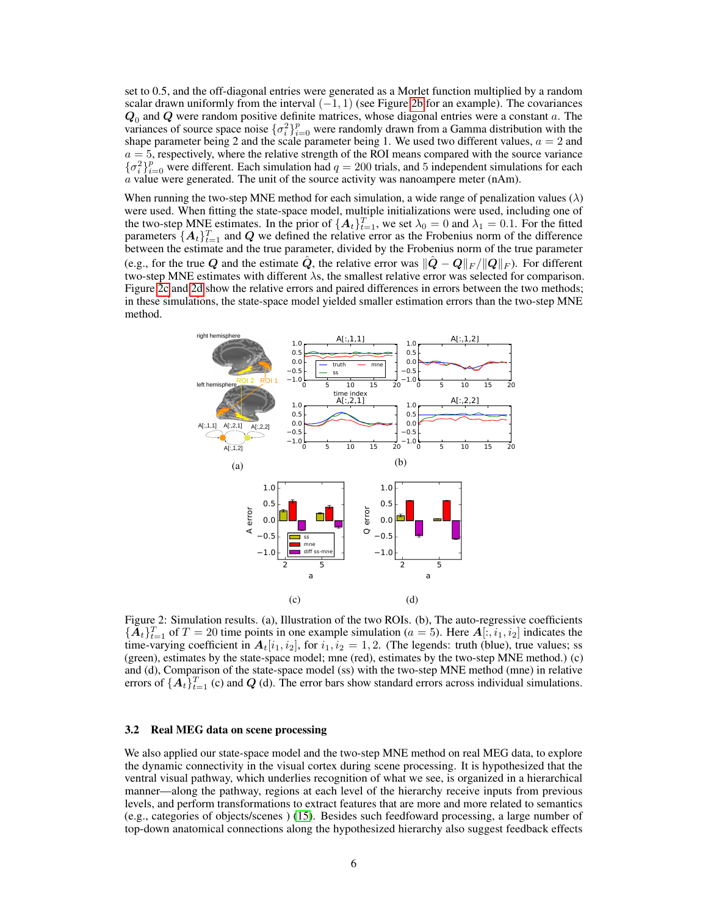set to 0.5, and the off-diagonal entries were generated as a Morlet function multiplied by a random scalar drawn uniformly from the interval $(-1, 1)$ (see Figure 2b for an example). The covariances $\boldsymbol{Q}_0$ and $\boldsymbol{Q}$ were random positive definite matrices, whose diagonal entries were a constant $a$. The variances of source space noise $\{\sigma_i^2\}_{i=0}^p$ were randomly drawn from a Gamma distribution with the shape parameter being 2 and the scale parameter being 1. We used two different values, $a = 2$ and $a = 5$, respectively, where the relative strength of the ROI means compared with the source variance $\{\sigma_i^2\}_{i=0}^p$ were different. Each simulation had $q = 200$ trials, and 5 independent simulations for each $a$ value were generated. The unit of the source activity was nanoampere meter (nAm).

When running the two-step MNE method for each simulation, a wide range of penalization values ($\lambda$) were used. When fitting the state-space model, multiple initializations were used, including one of the two-step MNE estimates. In the prior of $\{\boldsymbol{A}_t\}_{t=1}^T$, we set $\lambda_0 = 0$ and $\lambda_1 = 0.1$. For the fitted parameters $\{\boldsymbol{A}_t\}_{t=1}^T$ and $\boldsymbol{Q}$ we defined the relative error as the Frobenius norm of the difference between the estimate and the true parameter, divided by the Frobenius norm of the true parameter (e.g., for the true $\boldsymbol{Q}$ and the estimate $\hat{\boldsymbol{Q}}$, the relative error was $\|\hat{\boldsymbol{Q}} - \boldsymbol{Q}\|_F / \|\boldsymbol{Q}\|_F$). For different two-step MNE estimates with different $\lambda$s, the smallest relative error was selected for comparison. Figure 2c and 2d show the relative errors and paired differences in errors between the two methods; in these simulations, the state-space model yielded smaller estimation errors than the two-step MNE method.

Figure 2: Simulation results. (a), Illustration of the two ROIs. (b), The auto-regressive coefficients $\{\boldsymbol{A}_t\}_{t=1}^T$ of $T = 20$ time points in one example simulation ($a = 5$). Here $\boldsymbol{A}[:, i_1, i_2]$ indicates the time-varying coefficient in $\boldsymbol{A}_t[i_1, i_2]$, for $i_1, i_2 = 1, 2$. (The legends: truth (blue), true values; ss (green), estimates by the state-space model; mne (red), estimates by the two-step MNE method.) (c) and (d), Comparison of the state-space model (ss) with the two-step MNE method (mne) in relative errors of $\{\boldsymbol{A}_t\}_{t=1}^T$ (c) and $\boldsymbol{Q}$ (d). The error bars show standard errors across individual simulations.

### 3.2 Real MEG data on scene processing

We also applied our state-space model and the two-step MNE method on real MEG data, to explore the dynamic connectivity in the visual cortex during scene processing. It is hypothesized that the ventral visual pathway, which underlies recognition of what we see, is organized in a hierarchical manner—along the pathway, regions at each level of the hierarchy receive inputs from previous levels, and perform transformations to extract features that are more and more related to semantics (e.g., categories of objects/scenes ) [15]. Besides such feedfoward processing, a large number of top-down anatomical connections along the hypothesized hierarchy also suggest feedback effects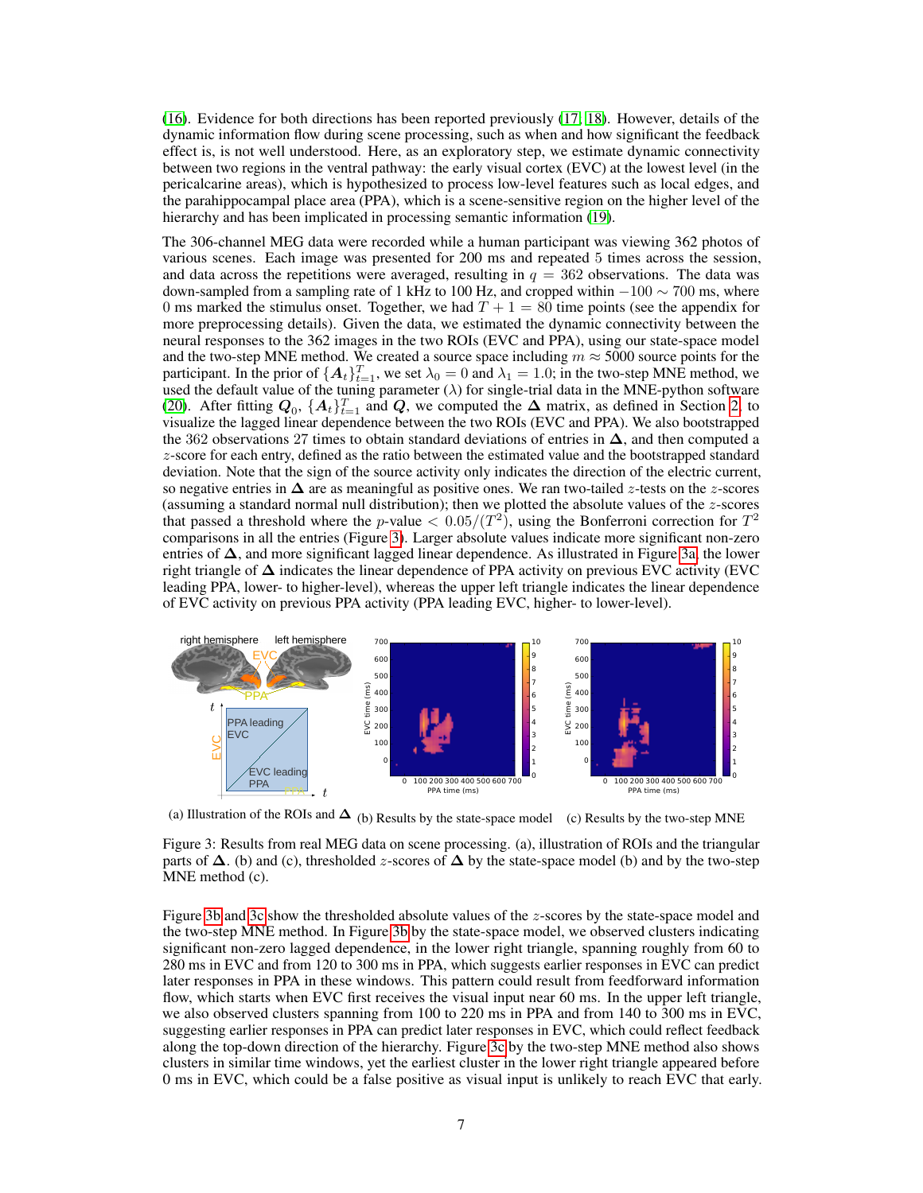(16). Evidence for both directions has been reported previously (17, 18). However, details of the dynamic information flow during scene processing, such as when and how significant the feedback effect is, is not well understood. Here, as an exploratory step, we estimate dynamic connectivity between two regions in the ventral pathway: the early visual cortex (EVC) at the lowest level (in the pericalcarine areas), which is hypothesized to process low-level features such as local edges, and the parahippocampal place area (PPA), which is a scene-sensitive region on the higher level of the hierarchy and has been implicated in processing semantic information (19).

The 306-channel MEG data were recorded while a human participant was viewing 362 photos of various scenes. Each image was presented for 200 ms and repeated 5 times across the session, and data across the repetitions were averaged, resulting in $q = 362$ observations. The data was down-sampled from a sampling rate of 1 kHz to 100 Hz, and cropped within $-100 \sim 700$ ms, where 0 ms marked the stimulus onset. Together, we had $T + 1 = 80$ time points (see the appendix for more preprocessing details). Given the data, we estimated the dynamic connectivity between the neural responses to the 362 images in the two ROIs (EVC and PPA), using our state-space model and the two-step MNE method. We created a source space including $m \approx 5000$ source points for the participant. In the prior of $\{\boldsymbol{A}_t\}_{t=1}^T$, we set $\lambda_0 = 0$ and $\lambda_1 = 1.0$; in the two-step MNE method, we used the default value of the tuning parameter ($\lambda$) for single-trial data in the MNE-python software (20). After fitting $\boldsymbol{Q}_0$, $\{\boldsymbol{A}_t\}_{t=1}^T$ and $\boldsymbol{Q}$, we computed the $\boldsymbol{\Delta}$ matrix, as defined in Section 2, to visualize the lagged linear dependence between the two ROIs (EVC and PPA). We also bootstrapped the 362 observations 27 times to obtain standard deviations of entries in $\boldsymbol{\Delta}$, and then computed a $z$-score for each entry, defined as the ratio between the estimated value and the bootstrapped standard deviation. Note that the sign of the source activity only indicates the direction of the electric current, so negative entries in $\boldsymbol{\Delta}$ are as meaningful as positive ones. We ran two-tailed $z$-tests on the $z$-scores (assuming a standard normal null distribution); then we plotted the absolute values of the $z$-scores that passed a threshold where the $p$-value $< 0.05/(T^2)$, using the Bonferroni correction for $T^2$ comparisons in all the entries (Figure 3). Larger absolute values indicate more significant non-zero entries of $\boldsymbol{\Delta}$, and more significant lagged linear dependence. As illustrated in Figure 3a, the lower right triangle of $\boldsymbol{\Delta}$ indicates the linear dependence of PPA activity on previous EVC activity (EVC leading PPA, lower- to higher-level), whereas the upper left triangle indicates the linear dependence of EVC activity on previous PPA activity (PPA leading EVC, higher- to lower-level).

(a) Illustration of the ROIs and $\boldsymbol{\Delta}$ (b) Results by the state-space model (c) Results by the two-step MNE

Figure 3: Results from real MEG data on scene processing. (a), illustration of ROIs and the triangular parts of $\boldsymbol{\Delta}$. (b) and (c), thresholded $z$-scores of $\boldsymbol{\Delta}$ by the state-space model (b) and by the two-step MNE method (c).

Figure 3b and 3c show the thresholded absolute values of the $z$-scores by the state-space model and the two-step MNE method. In Figure 3b by the state-space model, we observed clusters indicating significant non-zero lagged dependence, in the lower right triangle, spanning roughly from 60 to 280 ms in EVC and from 120 to 300 ms in PPA, which suggests earlier responses in EVC can predict later responses in PPA in these windows. This pattern could result from feedforward information flow, which starts when EVC first receives the visual input near 60 ms. In the upper left triangle, we also observed clusters spanning from 100 to 220 ms in PPA and from 140 to 300 ms in EVC, suggesting earlier responses in PPA can predict later responses in EVC, which could reflect feedback along the top-down direction of the hierarchy. Figure 3c by the two-step MNE method also shows clusters in similar time windows, yet the earliest cluster in the lower right triangle appeared before 0 ms in EVC, which could be a false positive as visual input is unlikely to reach EVC that early.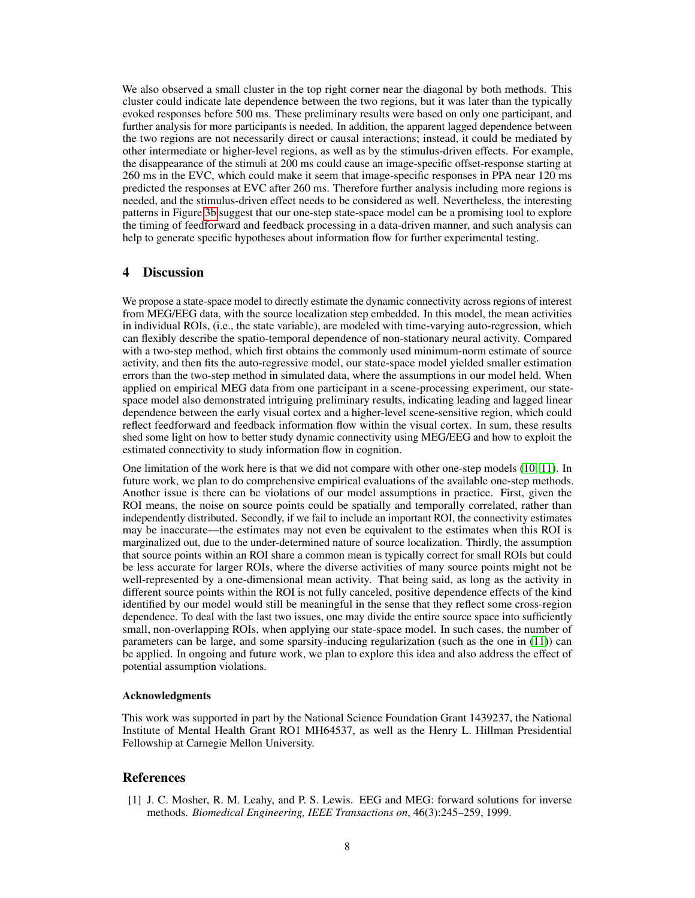We also observed a small cluster in the top right corner near the diagonal by both methods. This cluster could indicate late dependence between the two regions, but it was later than the typically evoked responses before 500 ms. These preliminary results were based on only one participant, and further analysis for more participants is needed. In addition, the apparent lagged dependence between the two regions are not necessarily direct or causal interactions; instead, it could be mediated by other intermediate or higher-level regions, as well as by the stimulus-driven effects. For example, the disappearance of the stimuli at 200 ms could cause an image-specific offset-response starting at 260 ms in the EVC, which could make it seem that image-specific responses in PPA near 120 ms predicted the responses at EVC after 260 ms. Therefore further analysis including more regions is needed, and the stimulus-driven effect needs to be considered as well. Nevertheless, the interesting patterns in Figure 3b suggest that our one-step state-space model can be a promising tool to explore the timing of feedforward and feedback processing in a data-driven manner, and such analysis can help to generate specific hypotheses about information flow for further experimental testing.

## 4 Discussion

We propose a state-space model to directly estimate the dynamic connectivity across regions of interest from MEG/EEG data, with the source localization step embedded. In this model, the mean activities in individual ROIs, (i.e., the state variable), are modeled with time-varying auto-regression, which can flexibly describe the spatio-temporal dependence of non-stationary neural activity. Compared with a two-step method, which first obtains the commonly used minimum-norm estimate of source activity, and then fits the auto-regressive model, our state-space model yielded smaller estimation errors than the two-step method in simulated data, where the assumptions in our model held. When applied on empirical MEG data from one participant in a scene-processing experiment, our state-space model also demonstrated intriguing preliminary results, indicating leading and lagged linear dependence between the early visual cortex and a higher-level scene-sensitive region, which could reflect feedforward and feedback information flow within the visual cortex. In sum, these results shed some light on how to better study dynamic connectivity using MEG/EEG and how to exploit the estimated connectivity to study information flow in cognition.

One limitation of the work here is that we did not compare with other one-step models (10, 11). In future work, we plan to do comprehensive empirical evaluations of the available one-step methods. Another issue is there can be violations of our model assumptions in practice. First, given the ROI means, the noise on source points could be spatially and temporally correlated, rather than independently distributed. Secondly, if we fail to include an important ROI, the connectivity estimates may be inaccurate—the estimates may not even be equivalent to the estimates when this ROI is marginalized out, due to the under-determined nature of source localization. Thirdly, the assumption that source points within an ROI share a common mean is typically correct for small ROIs but could be less accurate for larger ROIs, where the diverse activities of many source points might not be well-represented by a one-dimensional mean activity. That being said, as long as the activity in different source points within the ROI is not fully canceled, positive dependence effects of the kind identified by our model would still be meaningful in the sense that they reflect some cross-region dependence. To deal with the last two issues, one may divide the entire source space into sufficiently small, non-overlapping ROIs, when applying our state-space model. In such cases, the number of parameters can be large, and some sparsity-inducing regularization (such as the one in (11)) can be applied. In ongoing and future work, we plan to explore this idea and also address the effect of potential assumption violations.

### Acknowledgments

This work was supported in part by the National Science Foundation Grant 1439237, the National Institute of Mental Health Grant RO1 MH64537, as well as the Henry L. Hillman Presidential Fellowship at Carnegie Mellon University.

## References

[1] J. C. Mosher, R. M. Leahy, and P. S. Lewis. EEG and MEG: forward solutions for inverse methods. *Biomedical Engineering, IEEE Transactions on*, 46(3):245–259, 1999.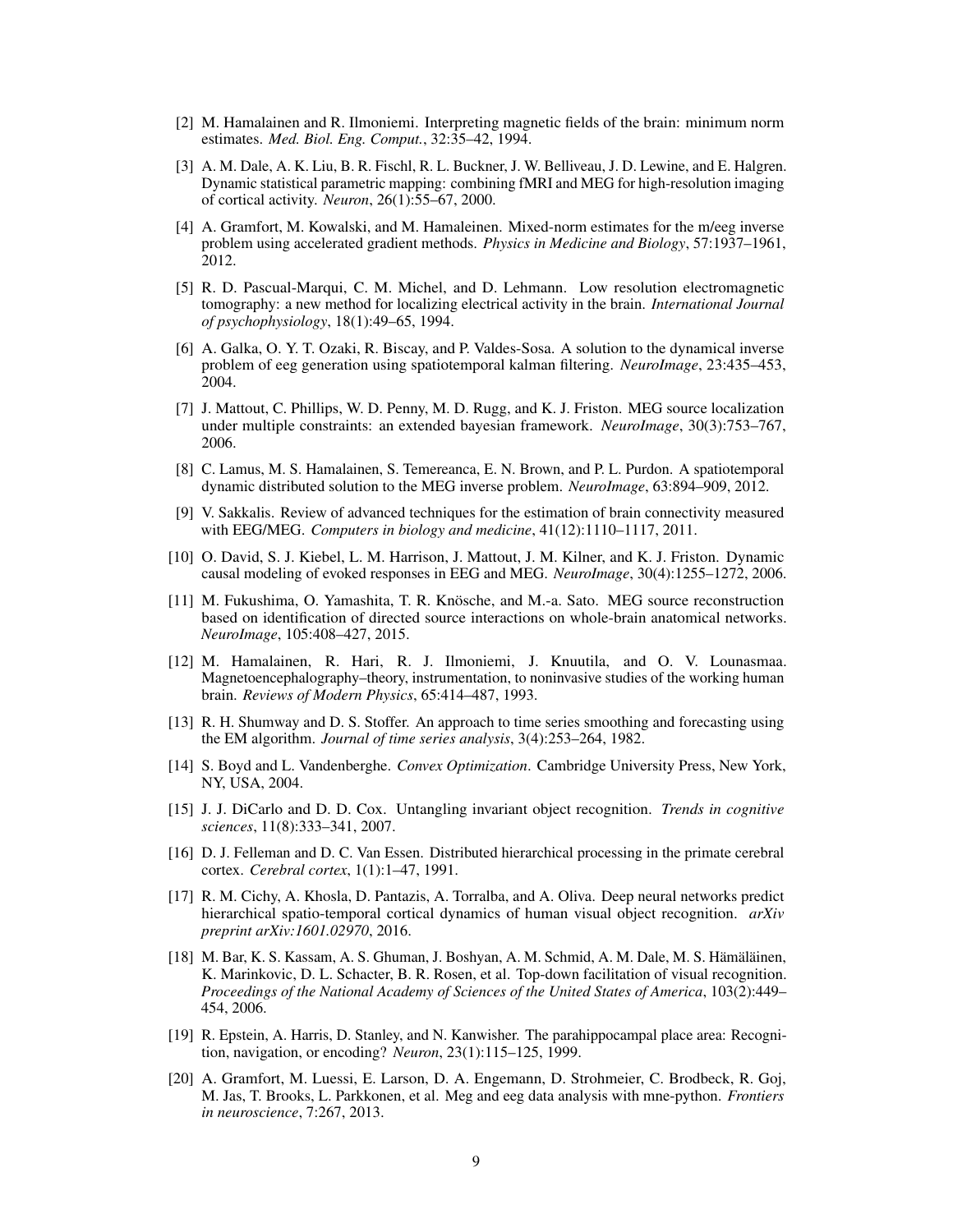[2] M. Hamalainen and R. Ilmoniemi. Interpreting magnetic fields of the brain: minimum norm estimates. *Med. Biol. Eng. Comput.*, 32:35–42, 1994.

[3] A. M. Dale, A. K. Liu, B. R. Fischl, R. L. Buckner, J. W. Belliveau, J. D. Lewine, and E. Halgren. Dynamic statistical parametric mapping: combining fMRI and MEG for high-resolution imaging of cortical activity. *Neuron*, 26(1):55–67, 2000.

[4] A. Gramfort, M. Kowalski, and M. Hamaleinen. Mixed-norm estimates for the m/eeg inverse problem using accelerated gradient methods. *Physics in Medicine and Biology*, 57:1937–1961, 2012.

[5] R. D. Pascual-Marqui, C. M. Michel, and D. Lehmann. Low resolution electromagnetic tomography: a new method for localizing electrical activity in the brain. *International Journal of psychophysiology*, 18(1):49–65, 1994.

[6] A. Galka, O. Y. T. Ozaki, R. Biscay, and P. Valdes-Sosa. A solution to the dynamical inverse problem of eeg generation using spatiotemporal kalman filtering. *NeuroImage*, 23:435–453, 2004.

[7] J. Mattout, C. Phillips, W. D. Penny, M. D. Rugg, and K. J. Friston. MEG source localization under multiple constraints: an extended bayesian framework. *NeuroImage*, 30(3):753–767, 2006.

[8] C. Lamus, M. S. Hamalainen, S. Temereanca, E. N. Brown, and P. L. Purdon. A spatiotemporal dynamic distributed solution to the MEG inverse problem. *NeuroImage*, 63:894–909, 2012.

[9] V. Sakkalis. Review of advanced techniques for the estimation of brain connectivity measured with EEG/MEG. *Computers in biology and medicine*, 41(12):1110–1117, 2011.

[10] O. David, S. J. Kiebel, L. M. Harrison, J. Mattout, J. M. Kilner, and K. J. Friston. Dynamic causal modeling of evoked responses in EEG and MEG. *NeuroImage*, 30(4):1255–1272, 2006.

[11] M. Fukushima, O. Yamashita, T. R. Knösche, and M.-a. Sato. MEG source reconstruction based on identification of directed source interactions on whole-brain anatomical networks. *NeuroImage*, 105:408–427, 2015.

[12] M. Hamalainen, R. Hari, R. J. Ilmoniemi, J. Knuutila, and O. V. Lounasmaa. Magnetoencephalography–theory, instrumentation, to noninvasive studies of the working human brain. *Reviews of Modern Physics*, 65:414–487, 1993.

[13] R. H. Shumway and D. S. Stoffer. An approach to time series smoothing and forecasting using the EM algorithm. *Journal of time series analysis*, 3(4):253–264, 1982.

[14] S. Boyd and L. Vandenberghe. *Convex Optimization*. Cambridge University Press, New York, NY, USA, 2004.

[15] J. J. DiCarlo and D. D. Cox. Untangling invariant object recognition. *Trends in cognitive sciences*, 11(8):333–341, 2007.

[16] D. J. Felleman and D. C. Van Essen. Distributed hierarchical processing in the primate cerebral cortex. *Cerebral cortex*, 1(1):1–47, 1991.

[17] R. M. Cichy, A. Khosla, D. Pantazis, A. Torralba, and A. Oliva. Deep neural networks predict hierarchical spatio-temporal cortical dynamics of human visual object recognition. *arXiv preprint arXiv:1601.02970*, 2016.

[18] M. Bar, K. S. Kassam, A. S. Ghuman, J. Boshyan, A. M. Schmid, A. M. Dale, M. S. Hämäläinen, K. Marinkovic, D. L. Schacter, B. R. Rosen, et al. Top-down facilitation of visual recognition. *Proceedings of the National Academy of Sciences of the United States of America*, 103(2):449–454, 2006.

[19] R. Epstein, A. Harris, D. Stanley, and N. Kanwisher. The parahippocampal place area: Recognition, navigation, or encoding? *Neuron*, 23(1):115–125, 1999.

[20] A. Gramfort, M. Luessi, E. Larson, D. A. Engemann, D. Strohmeier, C. Brodbeck, R. Goj, M. Jas, T. Brooks, L. Parkkonen, et al. Meg and eeg data analysis with mne-python. *Frontiers in neuroscience*, 7:267, 2013.